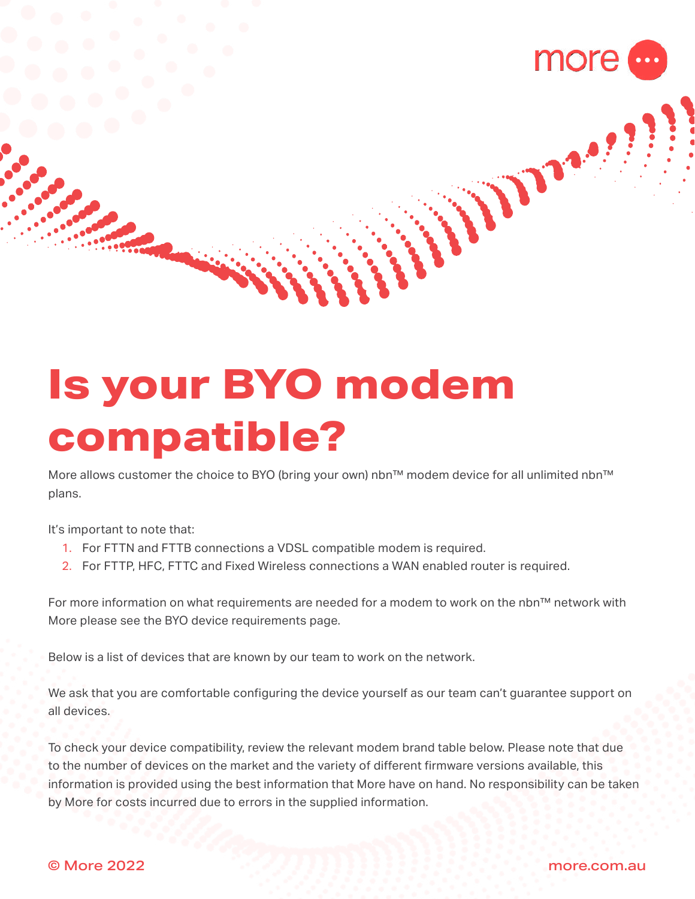# Is your BYO modem compatible?

More allows customer the choice to BYO (bring your own) nbn™ modem device for all unlimited nbn™ plans.

It's important to note that:

1. For FTTN and FTTB connections a VDSL compatible modem is required.
2. For FTTP, HFC, FTTC and Fixed Wireless connections a WAN enabled router is required.

For more information on what requirements are needed for a modem to work on the nbn™ network with More please see the BYO device requirements page.

Below is a list of devices that are known by our team to work on the network.

We ask that you are comfortable configuring the device yourself as our team can't guarantee support on all devices.

To check your device compatibility, review the relevant modem brand table below. Please note that due to the number of devices on the market and the variety of different firmware versions available, this information is provided using the best information that More have on hand. No responsibility can be taken by More for costs incurred due to errors in the supplied information.

© More 2022

more.com.au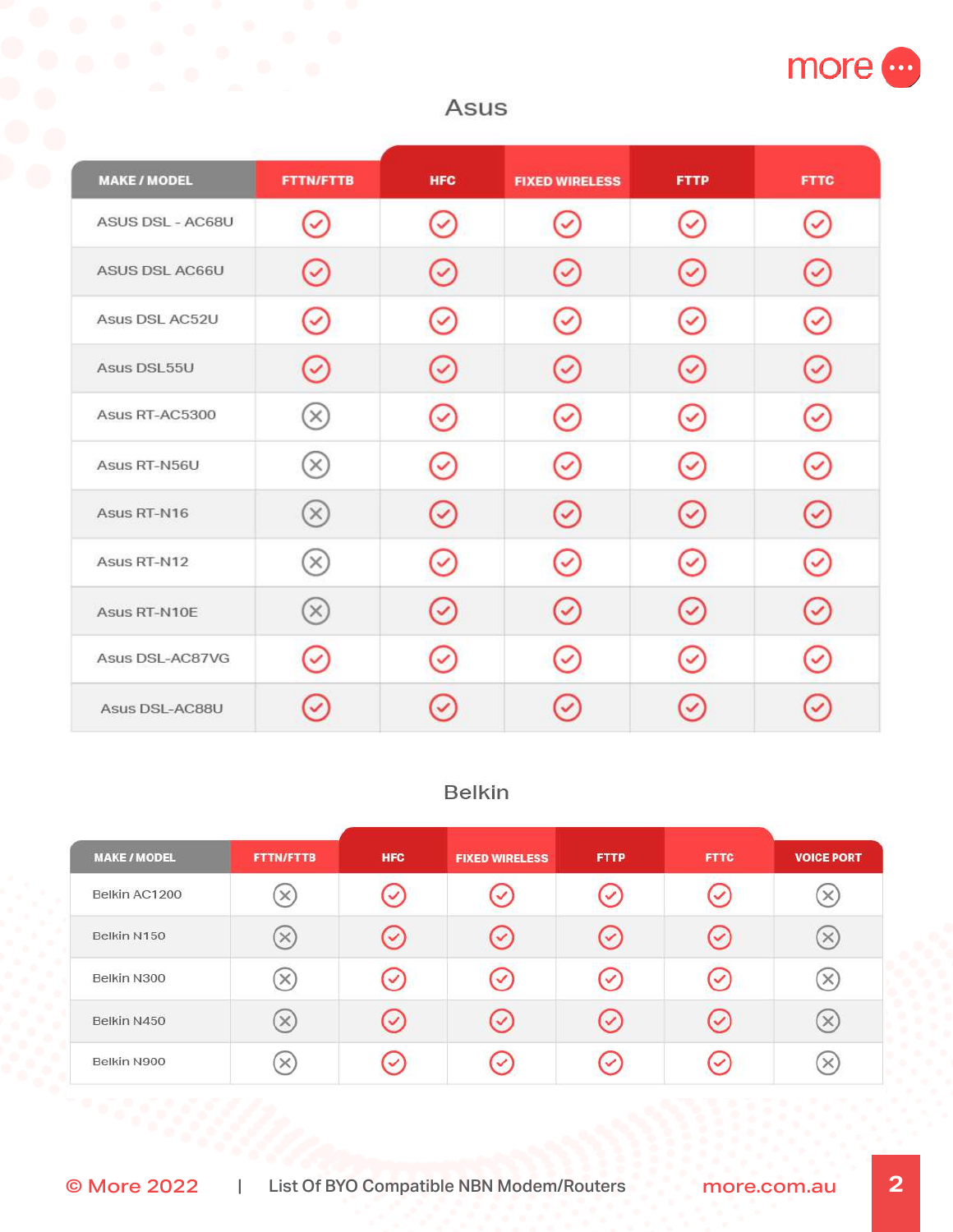## Asus

| MAKE / MODEL | FTTN/FTTB | HFC | FIXED WIRELESS | FTTP | FTTC |
|---|---|---|---|---|---|
| ASUS DSL - AC68U | ✓ | ✓ | ✓ | ✓ | ✓ |
| ASUS DSL AC66U | ✓ | ✓ | ✓ | ✓ | ✓ |
| Asus DSL AC52U | ✓ | ✓ | ✓ | ✓ | ✓ |
| Asus DSL55U | ✓ | ✓ | ✓ | ✓ | ✓ |
| Asus RT-AC5300 | ✗ | ✓ | ✓ | ✓ | ✓ |
| Asus RT-N56U | ✗ | ✓ | ✓ | ✓ | ✓ |
| Asus RT-N16 | ✗ | ✓ | ✓ | ✓ | ✓ |
| Asus RT-N12 | ✗ | ✓ | ✓ | ✓ | ✓ |
| Asus RT-N10E | ✗ | ✓ | ✓ | ✓ | ✓ |
| Asus DSL-AC87VG | ✓ | ✓ | ✓ | ✓ | ✓ |
| Asus DSL-AC88U | ✓ | ✓ | ✓ | ✓ | ✓ |

## Belkin

| MAKE / MODEL | FTTN/FTTB | HFC | FIXED WIRELESS | FTTP | FTTC | VOICE PORT |
|---|---|---|---|---|---|---|
| Belkin AC1200 | ✗ | ✓ | ✓ | ✓ | ✓ | ✗ |
| Belkin N150 | ✗ | ✓ | ✓ | ✓ | ✓ | ✗ |
| Belkin N300 | ✗ | ✓ | ✓ | ✓ | ✓ | ✗ |
| Belkin N450 | ✗ | ✓ | ✓ | ✓ | ✓ | ✗ |
| Belkin N900 | ✗ | ✓ | ✓ | ✓ | ✓ | ✗ |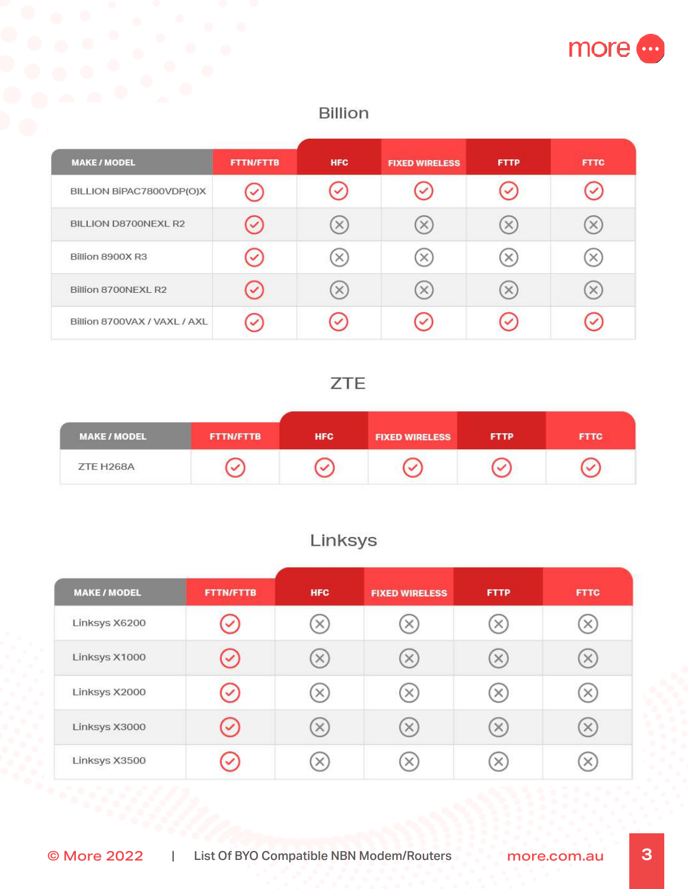## Billion

| MAKE / MODEL | FTTN/FTTB | HFC | FIXED WIRELESS | FTTP | FTTC |
|---|---|---|---|---|---|
| BILLION BiPAC7800VDP(O)X | ✓ | ✓ | ✓ | ✓ | ✓ |
| BILLION D8700NEXL R2 | ✓ | ✗ | ✗ | ✗ | ✗ |
| Billion 8900X R3 | ✓ | ✗ | ✗ | ✗ | ✗ |
| Billion 8700NEXL R2 | ✓ | ✗ | ✗ | ✗ | ✗ |
| Billion 8700VAX / VAXL / AXL | ✓ | ✓ | ✓ | ✓ | ✓ |

## ZTE

| MAKE / MODEL | FTTN/FTTB | HFC | FIXED WIRELESS | FTTP | FTTC |
|---|---|---|---|---|---|
| ZTE H268A | ✓ | ✓ | ✓ | ✓ | ✓ |

## Linksys

| MAKE / MODEL | FTTN/FTTB | HFC | FIXED WIRELESS | FTTP | FTTC |
|---|---|---|---|---|---|
| Linksys X6200 | ✓ | ✗ | ✗ | ✗ | ✗ |
| Linksys X1000 | ✓ | ✗ | ✗ | ✗ | ✗ |
| Linksys X2000 | ✓ | ✗ | ✗ | ✗ | ✗ |
| Linksys X3000 | ✓ | ✗ | ✗ | ✗ | ✗ |
| Linksys X3500 | ✓ | ✗ | ✗ | ✗ | ✗ |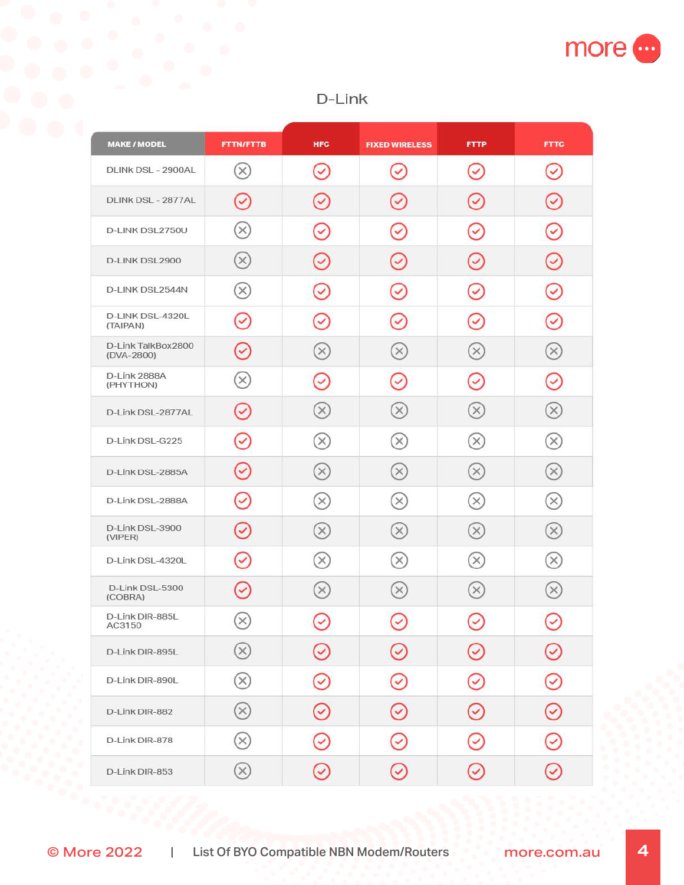## D-Link

| MAKE / MODEL | FTTN/FTTB | HFC | FIXED WIRELESS | FTTP | FTTC |
|---|---|---|---|---|---|
| DLINK DSL - 2900AL | ✗ | ✓ | ✓ | ✓ | ✓ |
| DLINK DSL - 2877AL | ✓ | ✓ | ✓ | ✓ | ✓ |
| D-LINK DSL2750U | ✗ | ✓ | ✓ | ✓ | ✓ |
| D-LINK DSL2900 | ✗ | ✓ | ✓ | ✓ | ✓ |
| D-LINK DSL2544N | ✗ | ✓ | ✓ | ✓ | ✓ |
| D-LINK DSL-4320L (TAIPAN) | ✓ | ✓ | ✓ | ✓ | ✓ |
| D-Link TalkBox2800 (DVA-2800) | ✓ | ✗ | ✗ | ✗ | ✗ |
| D-Link 2888A (PHYTHON) | ✗ | ✓ | ✓ | ✓ | ✓ |
| D-Link DSL-2877AL | ✓ | ✗ | ✗ | ✗ | ✗ |
| D-Link DSL-G225 | ✓ | ✗ | ✗ | ✗ | ✗ |
| D-Link DSL-2885A | ✓ | ✗ | ✗ | ✗ | ✗ |
| D-Link DSL-2888A | ✓ | ✗ | ✗ | ✗ | ✗ |
| D-Link DSL-3900 (VIPER) | ✓ | ✗ | ✗ | ✗ | ✗ |
| D-Link DSL-4320L | ✓ | ✗ | ✗ | ✗ | ✗ |
| D-Link DSL-5300 (COBRA) | ✓ | ✗ | ✗ | ✗ | ✗ |
| D-Link DIR-885L AC3150 | ✗ | ✓ | ✓ | ✓ | ✓ |
| D-Link DIR-895L | ✗ | ✓ | ✓ | ✓ | ✓ |
| D-Link DIR-890L | ✗ | ✓ | ✓ | ✓ | ✓ |
| D-Link DIR-882 | ✗ | ✓ | ✓ | ✓ | ✓ |
| D-Link DIR-878 | ✗ | ✓ | ✓ | ✓ | ✓ |
| D-Link DIR-853 | ✗ | ✓ | ✓ | ✓ | ✓ |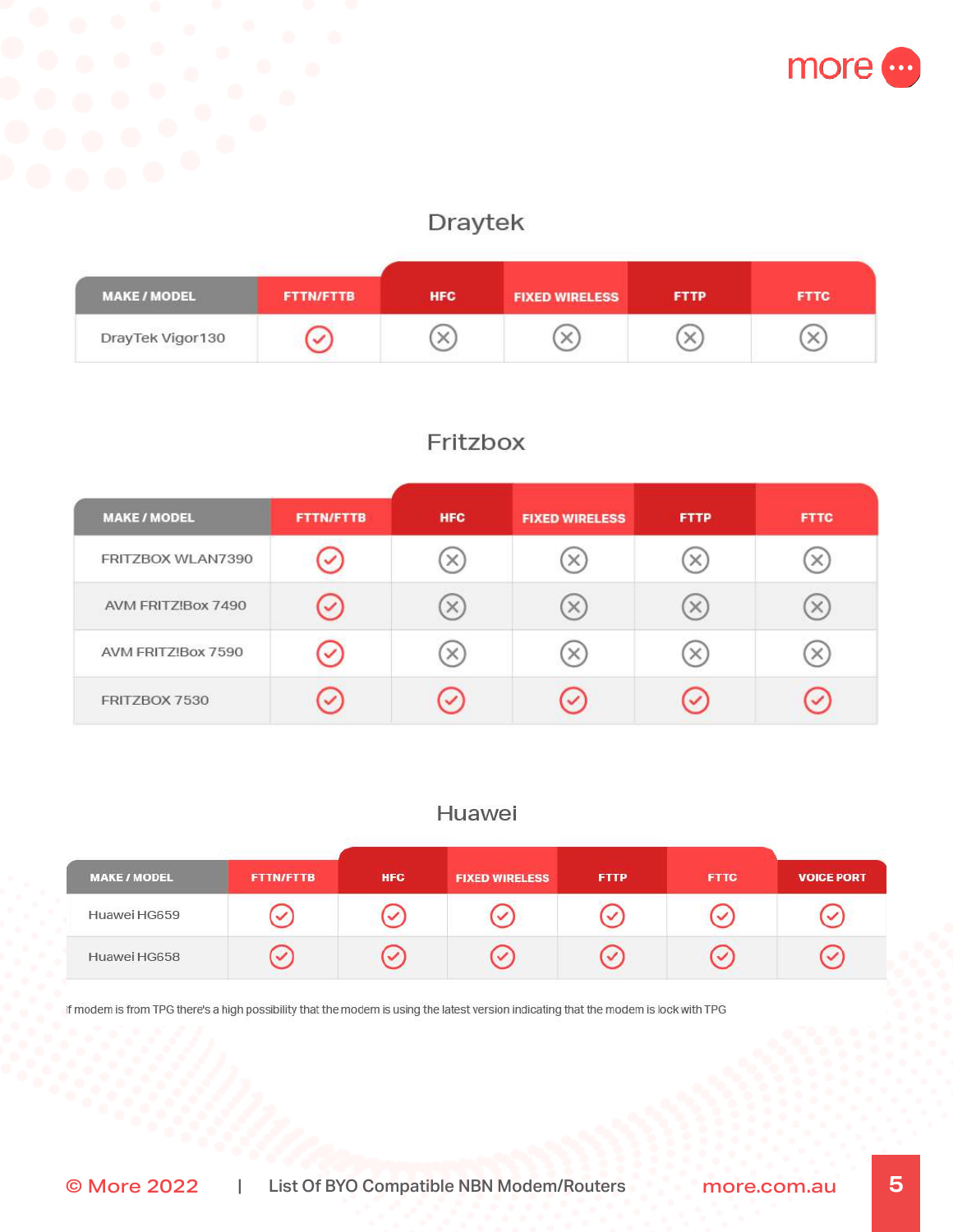## Draytek

| MAKE / MODEL | FTTN/FTTB | HFC | FIXED WIRELESS | FTTP | FTTC |
|---|---|---|---|---|---|
| DrayTek Vigor130 | ✓ | ✗ | ✗ | ✗ | ✗ |

## Fritzbox

| MAKE / MODEL | FTTN/FTTB | HFC | FIXED WIRELESS | FTTP | FTTC |
|---|---|---|---|---|---|
| FRITZBOX WLAN7390 | ✓ | ✗ | ✗ | ✗ | ✗ |
| AVM FRITZ!Box 7490 | ✓ | ✗ | ✗ | ✗ | ✗ |
| AVM FRITZ!Box 7590 | ✓ | ✗ | ✗ | ✗ | ✗ |
| FRITZBOX 7530 | ✓ | ✓ | ✓ | ✓ | ✓ |

## Huawei

| MAKE / MODEL | FTTN/FTTB | HFC | FIXED WIRELESS | FTTP | FTTC | VOICE PORT |
|---|---|---|---|---|---|---|
| Huawei HG659 | ✓ | ✓ | ✓ | ✓ | ✓ | ✓ |
| Huawei HG658 | ✓ | ✓ | ✓ | ✓ | ✓ | ✓ |

If modem is from TPG there's a high possibility that the modem is using the latest version indicating that the modem is lock with TPG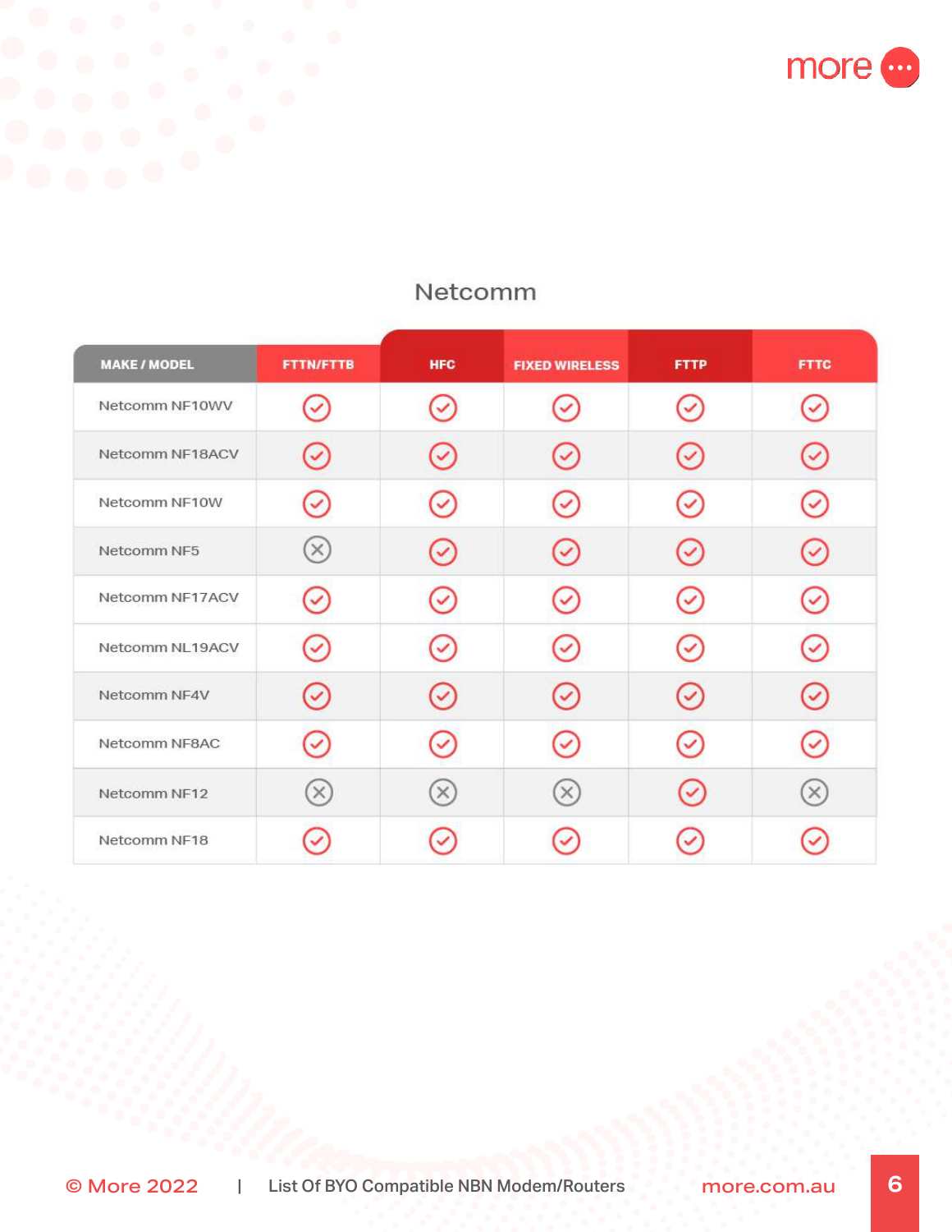## Netcomm

| MAKE / MODEL | FTTN/FTTB | HFC | FIXED WIRELESS | FTTP | FTTC |
|---|---|---|---|---|---|
| Netcomm NF10WV | ✓ | ✓ | ✓ | ✓ | ✓ |
| Netcomm NF18ACV | ✓ | ✓ | ✓ | ✓ | ✓ |
| Netcomm NF10W | ✓ | ✓ | ✓ | ✓ | ✓ |
| Netcomm NF5 | ✗ | ✓ | ✓ | ✓ | ✓ |
| Netcomm NF17ACV | ✓ | ✓ | ✓ | ✓ | ✓ |
| Netcomm NL19ACV | ✓ | ✓ | ✓ | ✓ | ✓ |
| Netcomm NF4V | ✓ | ✓ | ✓ | ✓ | ✓ |
| Netcomm NF8AC | ✓ | ✓ | ✓ | ✓ | ✓ |
| Netcomm NF12 | ✗ | ✗ | ✗ | ✓ | ✗ |
| Netcomm NF18 | ✓ | ✓ | ✓ | ✓ | ✓ |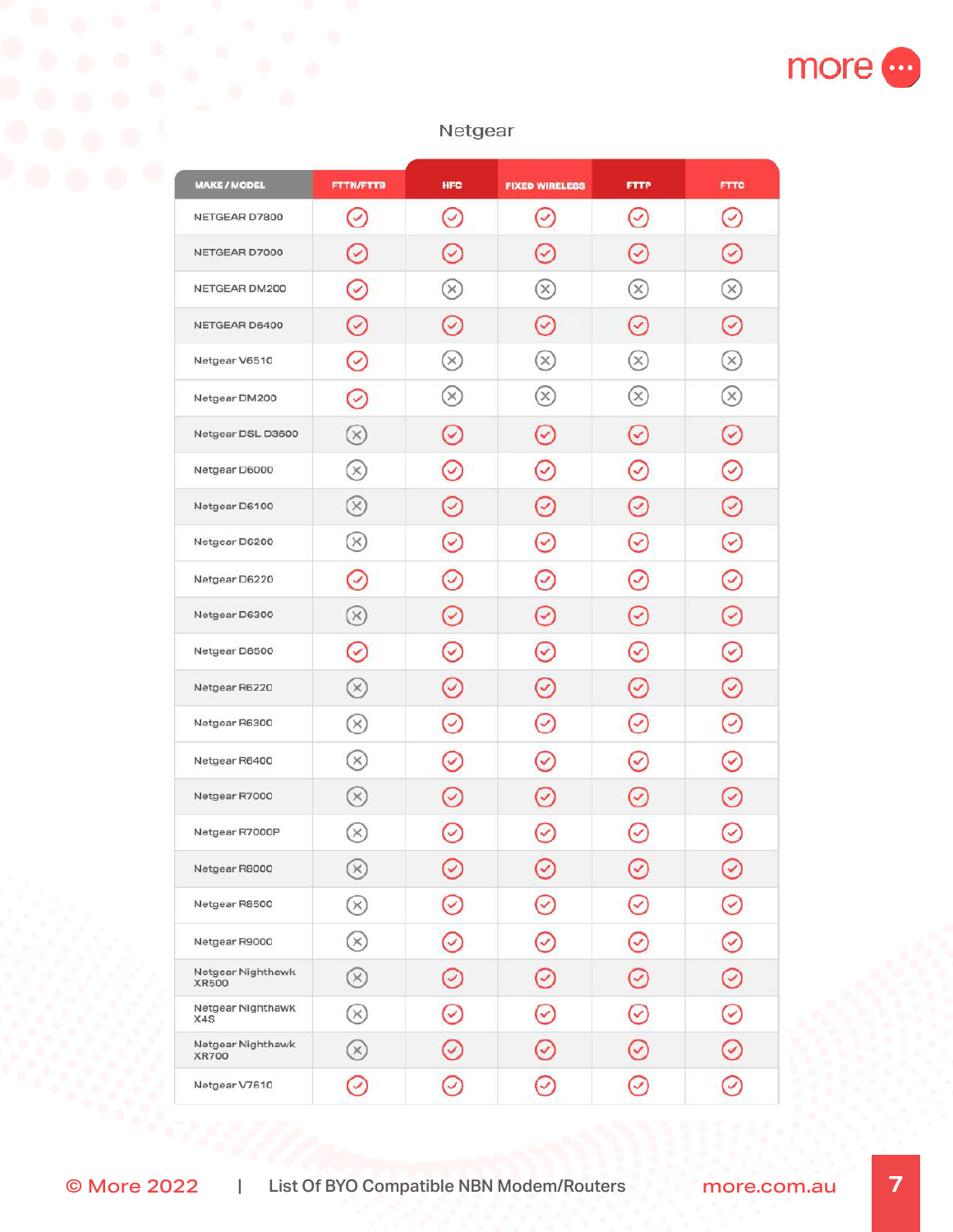## Netgear

| MAKE / MODEL | FTTN/FTTB | HFC | FIXED WIRELESS | FTTP | FTTC |
|---|---|---|---|---|---|
| NETGEAR D7800 | ✓ | ✓ | ✓ | ✓ | ✓ |
| NETGEAR D7000 | ✓ | ✓ | ✓ | ✓ | ✓ |
| NETGEAR DM200 | ✓ | ✗ | ✗ | ✗ | ✗ |
| NETGEAR D6400 | ✓ | ✓ | ✓ | ✓ | ✓ |
| Netgear V6510 | ✓ | ✗ | ✗ | ✗ | ✗ |
| Netgear DM200 | ✓ | ✗ | ✗ | ✗ | ✗ |
| Netgear DSL D3600 | ✗ | ✓ | ✓ | ✓ | ✓ |
| Netgear D6000 | ✗ | ✓ | ✓ | ✓ | ✓ |
| Netgear D6100 | ✗ | ✓ | ✓ | ✓ | ✓ |
| Netgear D6200 | ✗ | ✓ | ✓ | ✓ | ✓ |
| Netgear D6220 | ✓ | ✓ | ✓ | ✓ | ✓ |
| Netgear D6300 | ✗ | ✓ | ✓ | ✓ | ✓ |
| Netgear D8500 | ✓ | ✓ | ✓ | ✓ | ✓ |
| Netgear R6220 | ✗ | ✓ | ✓ | ✓ | ✓ |
| Netgear R6300 | ✗ | ✓ | ✓ | ✓ | ✓ |
| Netgear R6400 | ✗ | ✓ | ✓ | ✓ | ✓ |
| Netgear R7000 | ✗ | ✓ | ✓ | ✓ | ✓ |
| Netgear R7000P | ✗ | ✓ | ✓ | ✓ | ✓ |
| Netgear R8000 | ✗ | ✓ | ✓ | ✓ | ✓ |
| Netgear R8500 | ✗ | ✓ | ✓ | ✓ | ✓ |
| Netgear R9000 | ✗ | ✓ | ✓ | ✓ | ✓ |
| Netgear Nighthawk XR500 | ✗ | ✓ | ✓ | ✓ | ✓ |
| Netgear Nighthawk X4S | ✗ | ✓ | ✓ | ✓ | ✓ |
| Netgear Nighthawk XR700 | ✗ | ✓ | ✓ | ✓ | ✓ |
| Netgear V7610 | ✓ | ✓ | ✓ | ✓ | ✓ |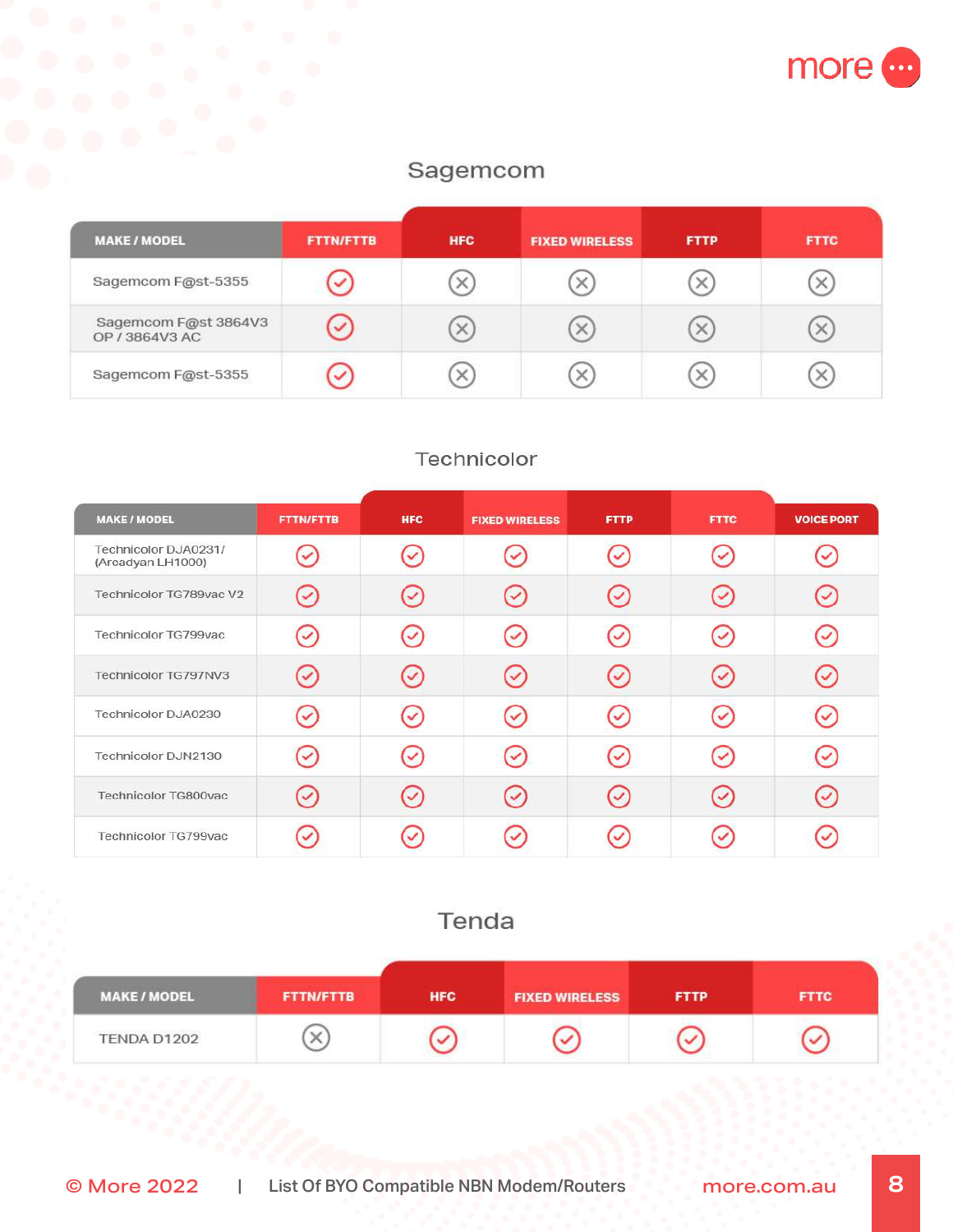## Sagemcom

| MAKE / MODEL | FTTN/FTTB | HFC | FIXED WIRELESS | FTTP | FTTC |
|---|---|---|---|---|---|
| Sagemcom F@st-5355 | ✓ | ✗ | ✗ | ✗ | ✗ |
| Sagemcom F@st 3864V3 OP / 3864V3 AC | ✓ | ✗ | ✗ | ✗ | ✗ |
| Sagemcom F@st-5355 | ✓ | ✗ | ✗ | ✗ | ✗ |

## Technicolor

| MAKE / MODEL | FTTN/FTTB | HFC | FIXED WIRELESS | FTTP | FTTC | VOICE PORT |
|---|---|---|---|---|---|---|
| Technicolor DJA0231/ (Arcadyan LH1000) | ✓ | ✓ | ✓ | ✓ | ✓ | ✓ |
| Technicolor TG789vac V2 | ✓ | ✓ | ✓ | ✓ | ✓ | ✓ |
| Technicolor TG799vac | ✓ | ✓ | ✓ | ✓ | ✓ | ✓ |
| Technicolor TG797NV3 | ✓ | ✓ | ✓ | ✓ | ✓ | ✓ |
| Technicolor DJA0230 | ✓ | ✓ | ✓ | ✓ | ✓ | ✓ |
| Technicolor DJN2130 | ✓ | ✓ | ✓ | ✓ | ✓ | ✓ |
| Technicolor TG800vac | ✓ | ✓ | ✓ | ✓ | ✓ | ✓ |
| Technicolor TG799vac | ✓ | ✓ | ✓ | ✓ | ✓ | ✓ |

## Tenda

| MAKE / MODEL | FTTN/FTTB | HFC | FIXED WIRELESS | FTTP | FTTC |
|---|---|---|---|---|---|
| TENDA D1202 | ✗ | ✓ | ✓ | ✓ | ✓ |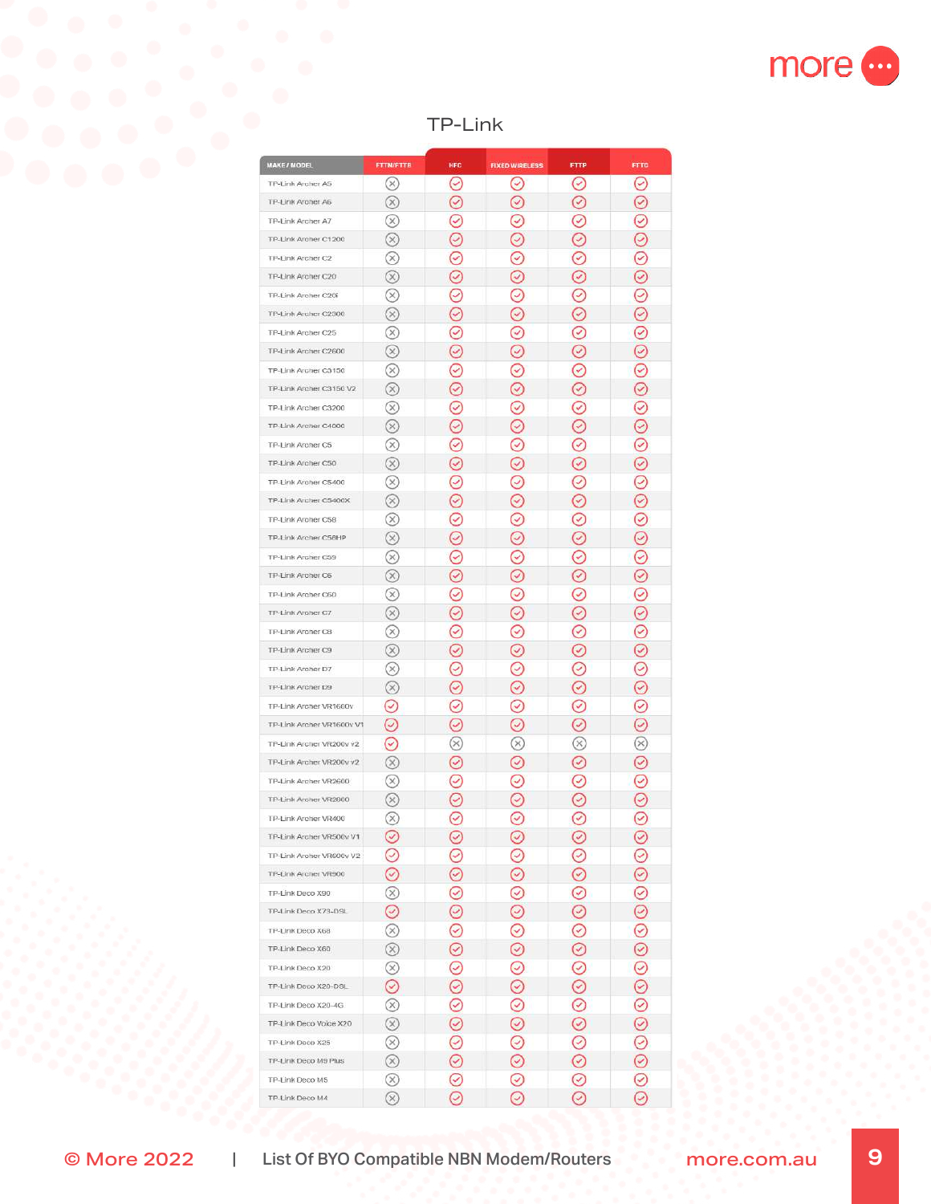## TP-Link

| MAKE / MODEL | FTTN/FTTB | HFC | FIXED WIRELESS | FTTP | FTTC |
|---|---|---|---|---|---|
| TP-Link Archer A5 | ✗ | ✓ | ✓ | ✓ | ✓ |
| TP-Link Archer A6 | ✗ | ✓ | ✓ | ✓ | ✓ |
| TP-Link Archer A7 | ✗ | ✓ | ✓ | ✓ | ✓ |
| TP-Link Archer C1200 | ✗ | ✓ | ✓ | ✓ | ✓ |
| TP-Link Archer C2 | ✗ | ✓ | ✓ | ✓ | ✓ |
| TP-Link Archer C20 | ✗ | ✓ | ✓ | ✓ | ✓ |
| TP-Link Archer C20i | ✗ | ✓ | ✓ | ✓ | ✓ |
| TP-Link Archer C2300 | ✗ | ✓ | ✓ | ✓ | ✓ |
| TP-Link Archer C25 | ✗ | ✓ | ✓ | ✓ | ✓ |
| TP-Link Archer C2600 | ✗ | ✓ | ✓ | ✓ | ✓ |
| TP-Link Archer C3150 | ✗ | ✓ | ✓ | ✓ | ✓ |
| TP-Link Archer C3150 V2 | ✗ | ✓ | ✓ | ✓ | ✓ |
| TP-Link Archer C3200 | ✗ | ✓ | ✓ | ✓ | ✓ |
| TP-Link Archer C4000 | ✗ | ✓ | ✓ | ✓ | ✓ |
| TP-Link Archer C5 | ✗ | ✓ | ✓ | ✓ | ✓ |
| TP-Link Archer C50 | ✗ | ✓ | ✓ | ✓ | ✓ |
| TP-Link Archer C5400 | ✗ | ✓ | ✓ | ✓ | ✓ |
| TP-Link Archer C5400X | ✗ | ✓ | ✓ | ✓ | ✓ |
| TP-Link Archer C58 | ✗ | ✓ | ✓ | ✓ | ✓ |
| TP-Link Archer C58HP | ✗ | ✓ | ✓ | ✓ | ✓ |
| TP-Link Archer C59 | ✗ | ✓ | ✓ | ✓ | ✓ |
| TP-Link Archer C6 | ✗ | ✓ | ✓ | ✓ | ✓ |
| TP-Link Archer C60 | ✗ | ✓ | ✓ | ✓ | ✓ |
| TP-Link Archer C7 | ✗ | ✓ | ✓ | ✓ | ✓ |
| TP-Link Archer C8 | ✗ | ✓ | ✓ | ✓ | ✓ |
| TP-Link Archer C9 | ✗ | ✓ | ✓ | ✓ | ✓ |
| TP-Link Archer D7 | ✗ | ✓ | ✓ | ✓ | ✓ |
| TP-Link Archer D9 | ✗ | ✓ | ✓ | ✓ | ✓ |
| TP-Link Archer VR1600v | ✓ | ✓ | ✓ | ✓ | ✓ |
| TP-Link Archer VR1600v V1 | ✓ | ✓ | ✓ | ✓ | ✓ |
| TP-Link Archer VR200v v2 | ✓ | ✗ | ✗ | ✗ | ✗ |
| TP-Link Archer VR200v v2 | ✗ | ✓ | ✓ | ✓ | ✓ |
| TP-Link Archer VR2600 | ✗ | ✓ | ✓ | ✓ | ✓ |
| TP-Link Archer VR2800 | ✗ | ✓ | ✓ | ✓ | ✓ |
| TP-Link Archer VR400 | ✗ | ✓ | ✓ | ✓ | ✓ |
| TP-Link Archer VR500v V1 | ✓ | ✓ | ✓ | ✓ | ✓ |
| TP-Link Archer VR600v V2 | ✓ | ✓ | ✓ | ✓ | ✓ |
| TP-Link Archer VR900 | ✓ | ✓ | ✓ | ✓ | ✓ |
| TP-Link Deco X90 | ✗ | ✓ | ✓ | ✓ | ✓ |
| TP-Link Deco X73-DSL | ✓ | ✓ | ✓ | ✓ | ✓ |
| TP-Link Deco X68 | ✗ | ✓ | ✓ | ✓ | ✓ |
| TP-Link Deco X60 | ✗ | ✓ | ✓ | ✓ | ✓ |
| TP-Link Deco X20 | ✗ | ✓ | ✓ | ✓ | ✓ |
| TP-Link Deco X20-DSL | ✓ | ✓ | ✓ | ✓ | ✓ |
| TP-Link Deco X20-4G | ✗ | ✓ | ✓ | ✓ | ✓ |
| TP-Link Deco Voice X20 | ✗ | ✓ | ✓ | ✓ | ✓ |
| TP-Link Deco X25 | ✗ | ✓ | ✓ | ✓ | ✓ |
| TP-Link Deco M9 Plus | ✗ | ✓ | ✓ | ✓ | ✓ |
| TP-Link Deco M5 | ✗ | ✓ | ✓ | ✓ | ✓ |
| TP-Link Deco M4 | ✗ | ✓ | ✓ | ✓ | ✓ |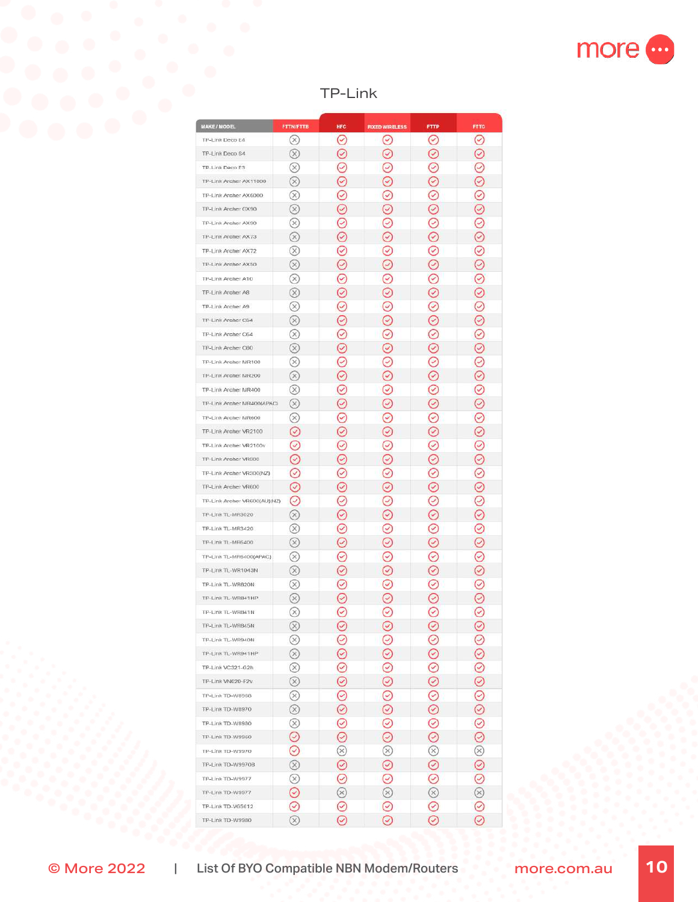## TP-Link

| MAKE / MODEL | FTTN/FTTB | HFC | FIXED WIRELESS | FTTP | FTTC |
|---|---|---|---|---|---|
| TP-Link Deco E4 | ✗ | ✓ | ✓ | ✓ | ✓ |
| TP-Link Deco S4 | ✗ | ✓ | ✓ | ✓ | ✓ |
| TP-Link Deco E3 | ✗ | ✓ | ✓ | ✓ | ✓ |
| TP-Link Archer AX11000 | ✗ | ✓ | ✓ | ✓ | ✓ |
| TP-Link Archer AX6000 | ✗ | ✓ | ✓ | ✓ | ✓ |
| TP-Link Archer GX90 | ✗ | ✓ | ✓ | ✓ | ✓ |
| TP-Link Archer AX90 | ✗ | ✓ | ✓ | ✓ | ✓ |
| TP-Link Archer AX73 | ✗ | ✓ | ✓ | ✓ | ✓ |
| TP-Link Archer AX72 | ✗ | ✓ | ✓ | ✓ | ✓ |
| TP-Link Archer AX50 | ✗ | ✓ | ✓ | ✓ | ✓ |
| TP-Link Archer A10 | ✗ | ✓ | ✓ | ✓ | ✓ |
| TP-Link Archer A8 | ✗ | ✓ | ✓ | ✓ | ✓ |
| TP-Link Archer A9 | ✗ | ✓ | ✓ | ✓ | ✓ |
| TP-Link Archer C54 | ✗ | ✓ | ✓ | ✓ | ✓ |
| TP-Link Archer C64 | ✗ | ✓ | ✓ | ✓ | ✓ |
| TP-Link Archer C80 | ✗ | ✓ | ✓ | ✓ | ✓ |
| TP-Link Archer MR100 | ✗ | ✓ | ✓ | ✓ | ✓ |
| TP-Link Archer MR200 | ✗ | ✓ | ✓ | ✓ | ✓ |
| TP-Link Archer MR400 | ✗ | ✓ | ✓ | ✓ | ✓ |
| TP-Link Archer MR400(APAC) | ✗ | ✓ | ✓ | ✓ | ✓ |
| TP-Link Archer MR600 | ✗ | ✓ | ✓ | ✓ | ✓ |
| TP-Link Archer VR2100 | ✓ | ✓ | ✓ | ✓ | ✓ |
| TP-Link Archer VR2100v | ✓ | ✓ | ✓ | ✓ | ✓ |
| TP-Link Archer VR300 | ✓ | ✓ | ✓ | ✓ | ✓ |
| TP-Link Archer VR300(NZ) | ✓ | ✓ | ✓ | ✓ | ✓ |
| TP-Link Archer VR600 | ✓ | ✓ | ✓ | ✓ | ✓ |
| TP-Link Archer VR600(AU)(NZ) | ✓ | ✓ | ✓ | ✓ | ✓ |
| TP-Link TL-MR3020 | ✗ | ✓ | ✓ | ✓ | ✓ |
| TP-Link TL-MR3420 | ✗ | ✓ | ✓ | ✓ | ✓ |
| TP-Link TL-MR6400 | ✗ | ✓ | ✓ | ✓ | ✓ |
| TP-Link TL-MR6400(APAC) | ✗ | ✓ | ✓ | ✓ | ✓ |
| TP-Link TL-WR1043N | ✗ | ✓ | ✓ | ✓ | ✓ |
| TP-Link TL-WR820N | ✗ | ✓ | ✓ | ✓ | ✓ |
| TP-Link TL-WR841HP | ✗ | ✓ | ✓ | ✓ | ✓ |
| TP-Link TL-WR841N | ✗ | ✓ | ✓ | ✓ | ✓ |
| TP-Link TL-WR845N | ✗ | ✓ | ✓ | ✓ | ✓ |
| TP-Link TL-WR940N | ✗ | ✓ | ✓ | ✓ | ✓ |
| TP-Link TL-WR941HP | ✗ | ✓ | ✓ | ✓ | ✓ |
| TP-Link VC321-G2h | ✗ | ✓ | ✓ | ✓ | ✓ |
| TP-Link VN020-F2v | ✗ | ✓ | ✓ | ✓ | ✓ |
| TP-Link TD-W8960 | ✗ | ✓ | ✓ | ✓ | ✓ |
| TP-Link TD-W8970 | ✗ | ✓ | ✓ | ✓ | ✓ |
| TP-Link TD-W8980 | ✗ | ✓ | ✓ | ✓ | ✓ |
| TP-Link TD-W9960 | ✓ | ✓ | ✓ | ✓ | ✓ |
| TP-Link TD-W9970 | ✓ | ✗ | ✗ | ✗ | ✗ |
| TP-Link TD-W9970B | ✗ | ✓ | ✓ | ✓ | ✓ |
| TP-Link TD-W9977 | ✗ | ✓ | ✓ | ✓ | ✓ |
| TP-Link TD-W9977 | ✓ | ✗ | ✗ | ✗ | ✗ |
| TP-Link TD-VG5612 | ✓ | ✓ | ✓ | ✓ | ✓ |
| TP-Link TD-W9980 | ✗ | ✓ | ✓ | ✓ | ✓ |

© More 2022 | List Of BYO Compatible NBN Modem/Routers more.com.au